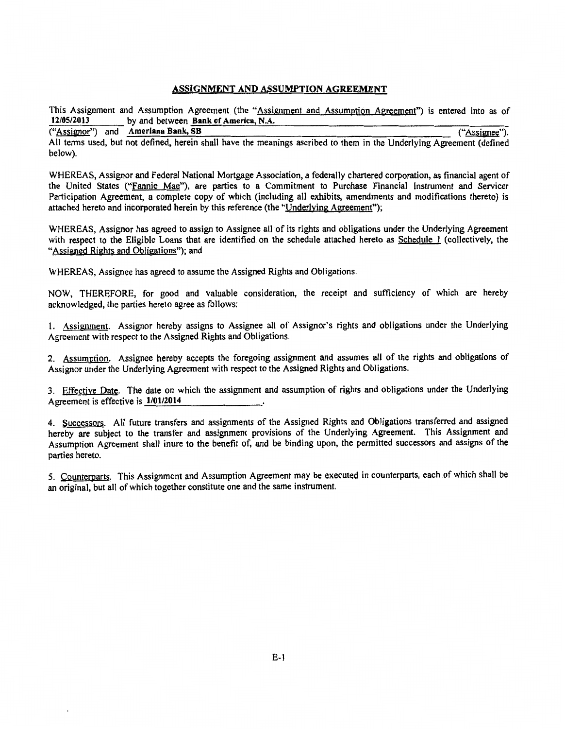# ASSIGNMENT AND ASSUMPTION AGREEMENT

This Assignment and Assumption Agreement (the "Assignment and Assumption Agreement") is entered into as of **12/05/2013** by and between **Bank of America, N.A.** ("Assignor") and **Ameriana Bank, SB** ("Assignee"). All terms used, but not defined, herein shall have the meanings ascribed to them in the Underlying Agreement (defined below).

WHEREAS, Assignor and Federal National Mortgage Association, a federally chartered corporation, as financial agent of the United States ("Fannie Mae"), are parties to a Commitment to Purchase Financial Instrument and Servicer Participation Agreement, a complete copy of which (including all exhibits, amendments and modifications thereto) is attached hereto and incorporated herein by this reference (the "Underlying Agreement");

WHEREAS, Assignor has agreed to assign to Assignee all of its rights and obligations under the Underlying Agreement with respect to the Eligible Loans that are identified on the schedule attached hereto as Schedule 1 (collectively, the "Assigned Rights and Obligations"); and

WHEREAS, Assignee has agreed to assume the Assigned Rights and Obligations.

NOW, THEREFORE, for good and valuable consideration, the receipt and sufficiency of which are hereby acknowledged, the parties hereto agree as follows:

1. Assignment. Assignor hereby assigns to Assignee all of Assignor's rights and obligations under the Underlying Agreement with respect to the Assigned Rights and Obligations.

2. Assumption. Assignee hereby accepts the foregoing assignment and assumes all of the rights and obligations of Assignor under the Underlying Agreement with respect to the Assigned Rights and Obligations.

3. Effective Date. The date on which the assignment and assumption of rights and obligations under the Underlying Agreement is effective is **1/01/2014**.

4. Successors. All future transfers and assignments of the Assigned Rights and Obligations transferred and assigned hereby are subject to the transfer and assignment provisions of the Underlying Agreement. This Assignment and Assumption Agreement shall inure to the benefit of, and be binding upon, the permitted successors and assigns of the parties hereto.

5. Counterparts. This Assignment and Assumption Agreement may be executed in counterparts, each of which shall be an original, but all of which together constitute one and the same instrument.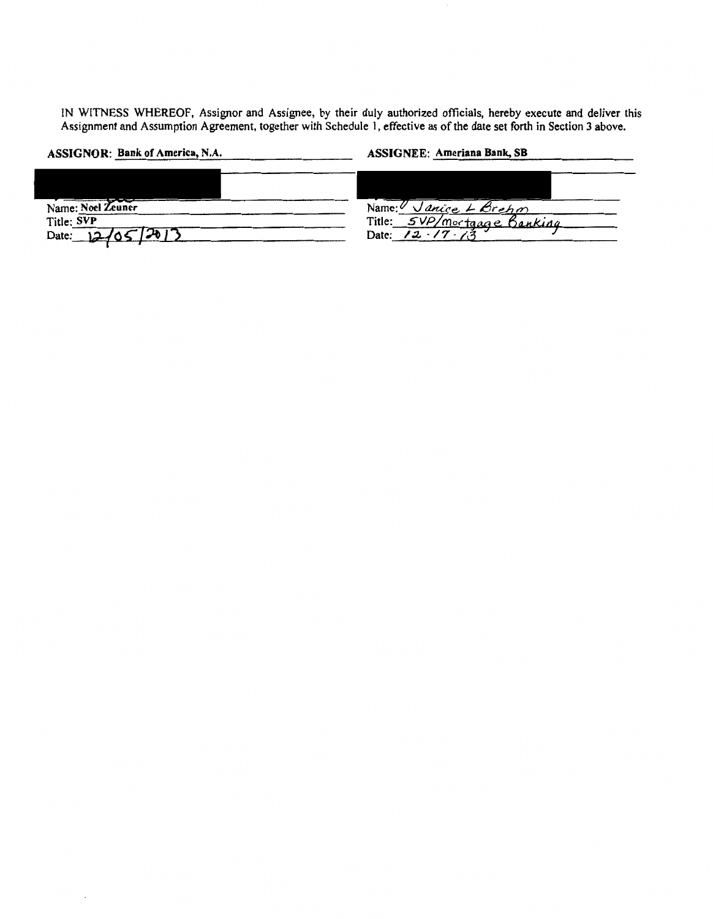IN WITNESS WHEREOF, Assignor and Assignee, by their duly authorized officials, hereby execute and deliver this Assignment and Assumption Agreement, together with Schedule 1, effective as of the date set forth in Section 3 above.

| **ASSIGNOR**: **Bank of America, N.A.** | **ASSIGNEE**: **Ameriana Bank, SB** |
|---|---|
| Name: Noel Zeuner | Name: Janice L Brehm |
| Title: SVP | Title: SVP/Mortgage Banking |
| Date: 12/05/2013 | Date: 12 · 17 · 13 |